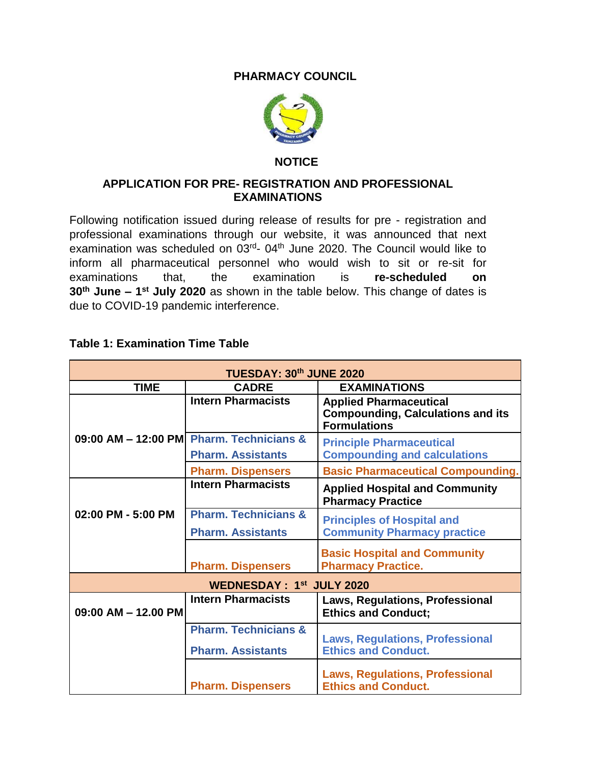**PHARMACY COUNCIL**

**NOTICE**

**APPLICATION FOR PRE- REGISTRATION AND PROFESSIONAL EXAMINATIONS**

Following notification issued during release of results for pre - registration and professional examinations through our website, it was announced that next examination was scheduled on 03rd- 04th June 2020. The Council would like to inform all pharmaceutical personnel who would wish to sit or re-sit for examinations that, the examination is **re-scheduled on 30th June – 1st July 2020** as shown in the table below. This change of dates is due to COVID-19 pandemic interference.

**Table 1: Examination Time Table**

| TUESDAY: 30th JUNE 2020 | | |
|---|---|---|
| **TIME** | **CADRE** | **EXAMINATIONS** |
| 09:00 AM – 12:00 PM | Intern Pharmacists | Applied Pharmaceutical Compounding, Calculations and its Formulations |
| | Pharm. Technicians & Pharm. Assistants | Principle Pharmaceutical Compounding and calculations |
| | Pharm. Dispensers | Basic Pharmaceutical Compounding. |
| 02:00 PM - 5:00 PM | Intern Pharmacists | Applied Hospital and Community Pharmacy Practice |
| | Pharm. Technicians & Pharm. Assistants | Principles of Hospital and Community Pharmacy practice |
| | Pharm. Dispensers | Basic Hospital and Community Pharmacy Practice. |
| **WEDNESDAY : 1st JULY 2020** | | |
| 09:00 AM – 12.00 PM | Intern Pharmacists | Laws, Regulations, Professional Ethics and Conduct; |
| | Pharm. Technicians & Pharm. Assistants | Laws, Regulations, Professional Ethics and Conduct. |
| | Pharm. Dispensers | Laws, Regulations, Professional Ethics and Conduct. |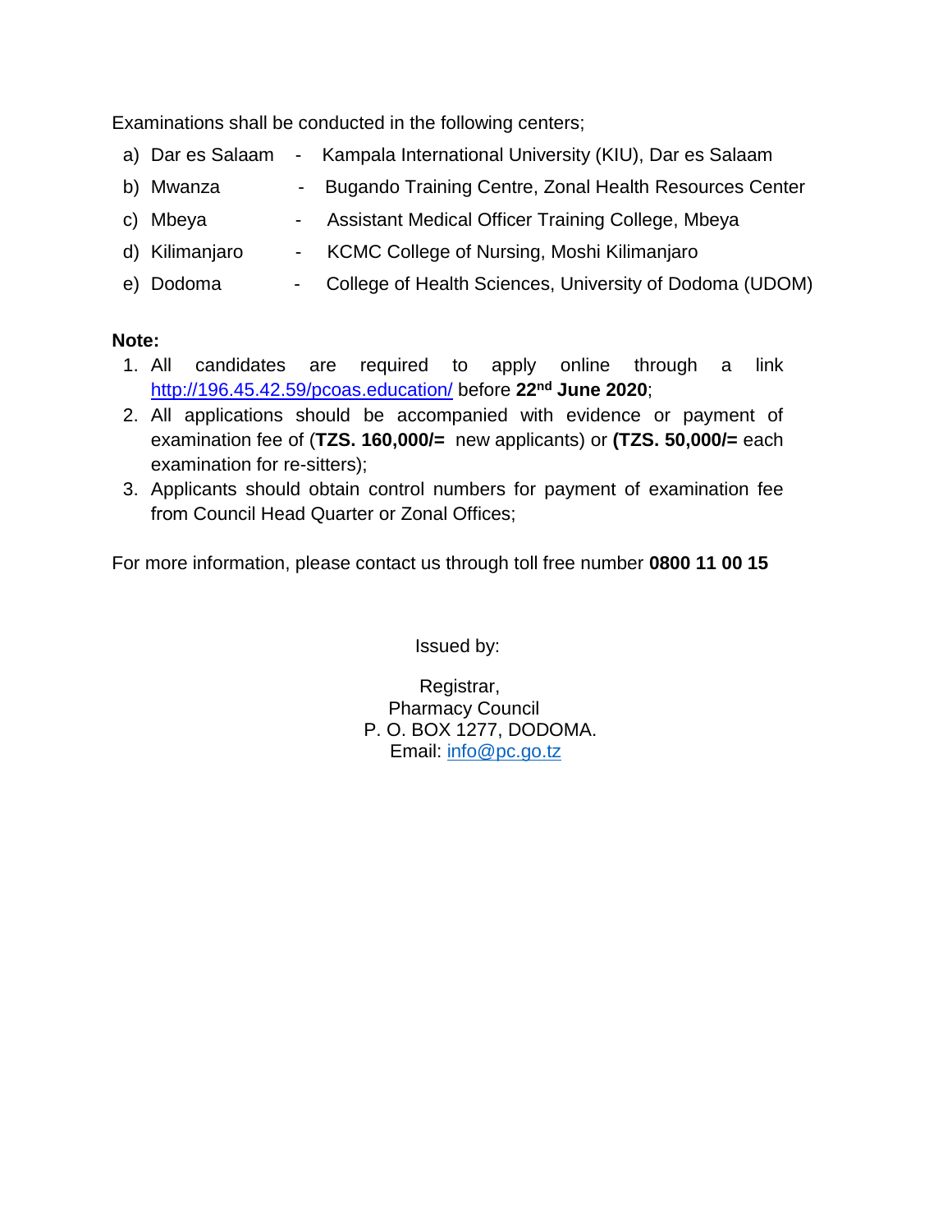Examinations shall be conducted in the following centers;

a) Dar es Salaam - Kampala International University (KIU), Dar es Salaam
b) Mwanza - Bugando Training Centre, Zonal Health Resources Center
c) Mbeya - Assistant Medical Officer Training College, Mbeya
d) Kilimanjaro - KCMC College of Nursing, Moshi Kilimanjaro
e) Dodoma - College of Health Sciences, University of Dodoma (UDOM)

**Note:**

1. All candidates are required to apply online through a link http://196.45.42.59/pcoas.education/ before **22nd June 2020**;
2. All applications should be accompanied with evidence or payment of examination fee of (**TZS. 160,000/=** new applicants) or **(TZS. 50,000/=** each examination for re-sitters);
3. Applicants should obtain control numbers for payment of examination fee from Council Head Quarter or Zonal Offices;

For more information, please contact us through toll free number **0800 11 00 15**

Issued by:

Registrar,
Pharmacy Council
P. O. BOX 1277, DODOMA.
Email: info@pc.go.tz